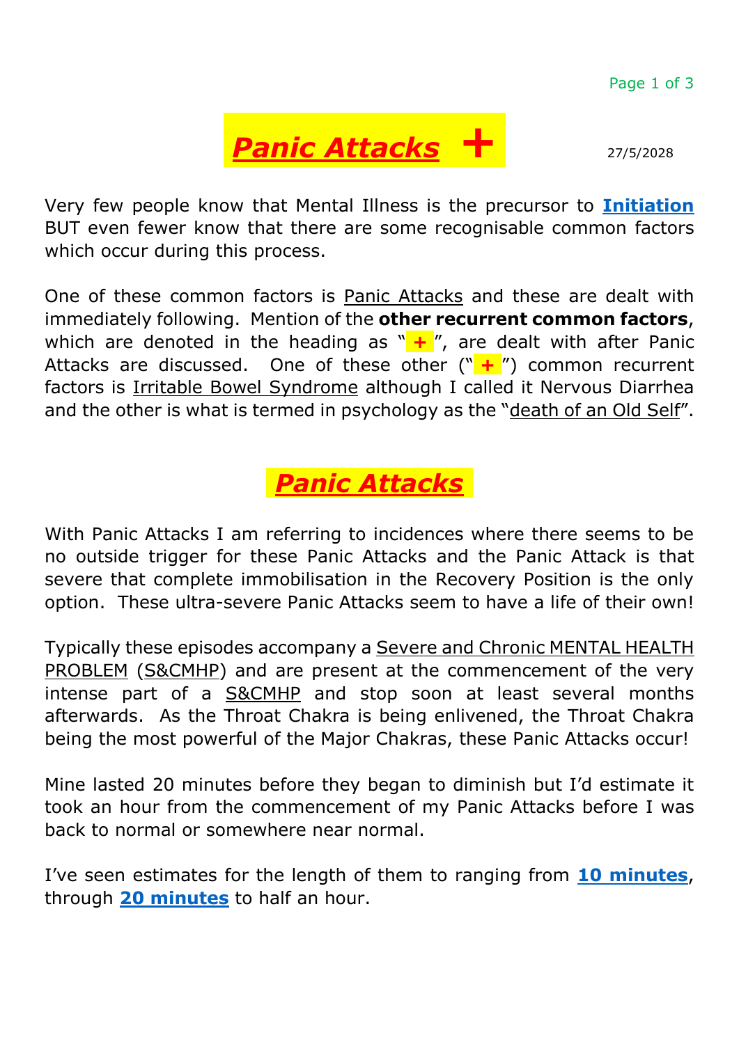# ***Panic Attacks*** **+**

27/5/2028

Very few people know that Mental Illness is the precursor to **Initiation** BUT even fewer know that there are some recognisable common factors which occur during this process.

One of these common factors is Panic Attacks and these are dealt with immediately following. Mention of the **other recurrent common factors**, which are denoted in the heading as " **+** ", are dealt with after Panic Attacks are discussed. One of these other (" **+** ") common recurrent factors is Irritable Bowel Syndrome although I called it Nervous Diarrhea and the other is what is termed in psychology as the "death of an Old Self".

## ***Panic Attacks***

With Panic Attacks I am referring to incidences where there seems to be no outside trigger for these Panic Attacks and the Panic Attack is that severe that complete immobilisation in the Recovery Position is the only option. These ultra-severe Panic Attacks seem to have a life of their own!

Typically these episodes accompany a Severe and Chronic MENTAL HEALTH PROBLEM (S&CMHP) and are present at the commencement of the very intense part of a S&CMHP and stop soon at least several months afterwards. As the Throat Chakra is being enlivened, the Throat Chakra being the most powerful of the Major Chakras, these Panic Attacks occur!

Mine lasted 20 minutes before they began to diminish but I'd estimate it took an hour from the commencement of my Panic Attacks before I was back to normal or somewhere near normal.

I've seen estimates for the length of them to ranging from **10 minutes**, through **20 minutes** to half an hour.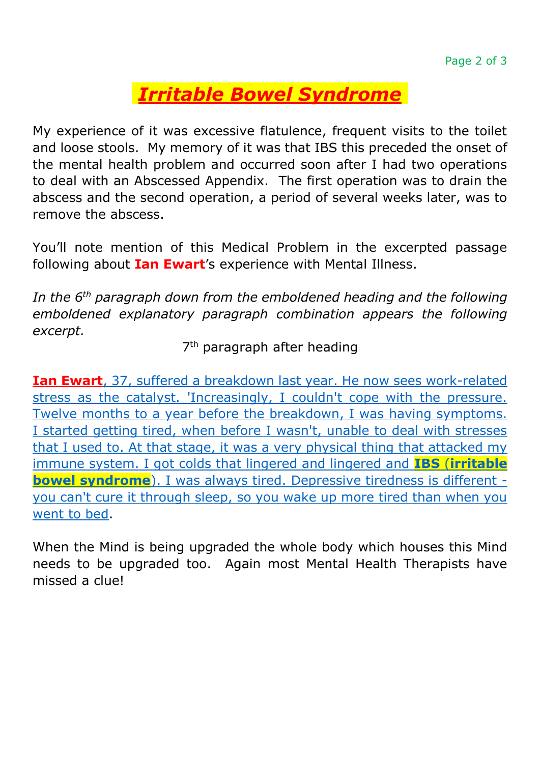# ***Irritable Bowel Syndrome***

My experience of it was excessive flatulence, frequent visits to the toilet and loose stools. My memory of it was that IBS this preceded the onset of the mental health problem and occurred soon after I had two operations to deal with an Abscessed Appendix. The first operation was to drain the abscess and the second operation, a period of several weeks later, was to remove the abscess.

You'll note mention of this Medical Problem in the excerpted passage following about **Ian Ewart**'s experience with Mental Illness.

*In the 6th paragraph down from the emboldened heading and the following emboldened explanatory paragraph combination appears the following excerpt.*

7th paragraph after heading

**Ian Ewart**, 37, suffered a breakdown last year. He now sees work-related stress as the catalyst. 'Increasingly, I couldn't cope with the pressure. Twelve months to a year before the breakdown, I was having symptoms. I started getting tired, when before I wasn't, unable to deal with stresses that I used to. At that stage, it was a very physical thing that attacked my immune system. I got colds that lingered and lingered and **IBS** (**irritable bowel syndrome**). I was always tired. Depressive tiredness is different - you can't cure it through sleep, so you wake up more tired than when you went to bed.

When the Mind is being upgraded the whole body which houses this Mind needs to be upgraded too. Again most Mental Health Therapists have missed a clue!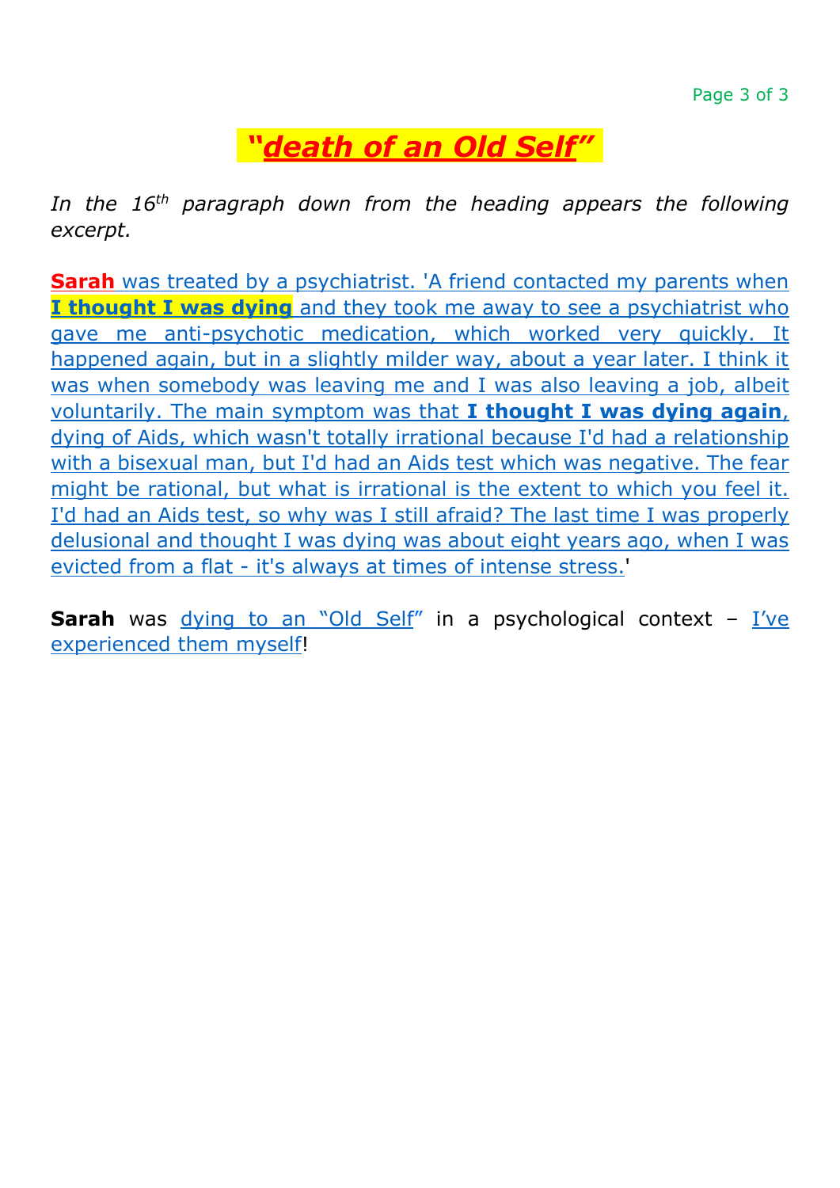# *"death of an Old Self"*

*In the 16th paragraph down from the heading appears the following excerpt.*

**Sarah** was treated by a psychiatrist. 'A friend contacted my parents when **I thought I was dying** and they took me away to see a psychiatrist who gave me anti-psychotic medication, which worked very quickly. It happened again, but in a slightly milder way, about a year later. I think it was when somebody was leaving me and I was also leaving a job, albeit voluntarily. The main symptom was that **I thought I was dying again**, dying of Aids, which wasn't totally irrational because I'd had a relationship with a bisexual man, but I'd had an Aids test which was negative. The fear might be rational, but what is irrational is the extent to which you feel it. I'd had an Aids test, so why was I still afraid? The last time I was properly delusional and thought I was dying was about eight years ago, when I was evicted from a flat - it's always at times of intense stress.'

**Sarah** was dying to an "Old Self" in a psychological context – I've experienced them myself!